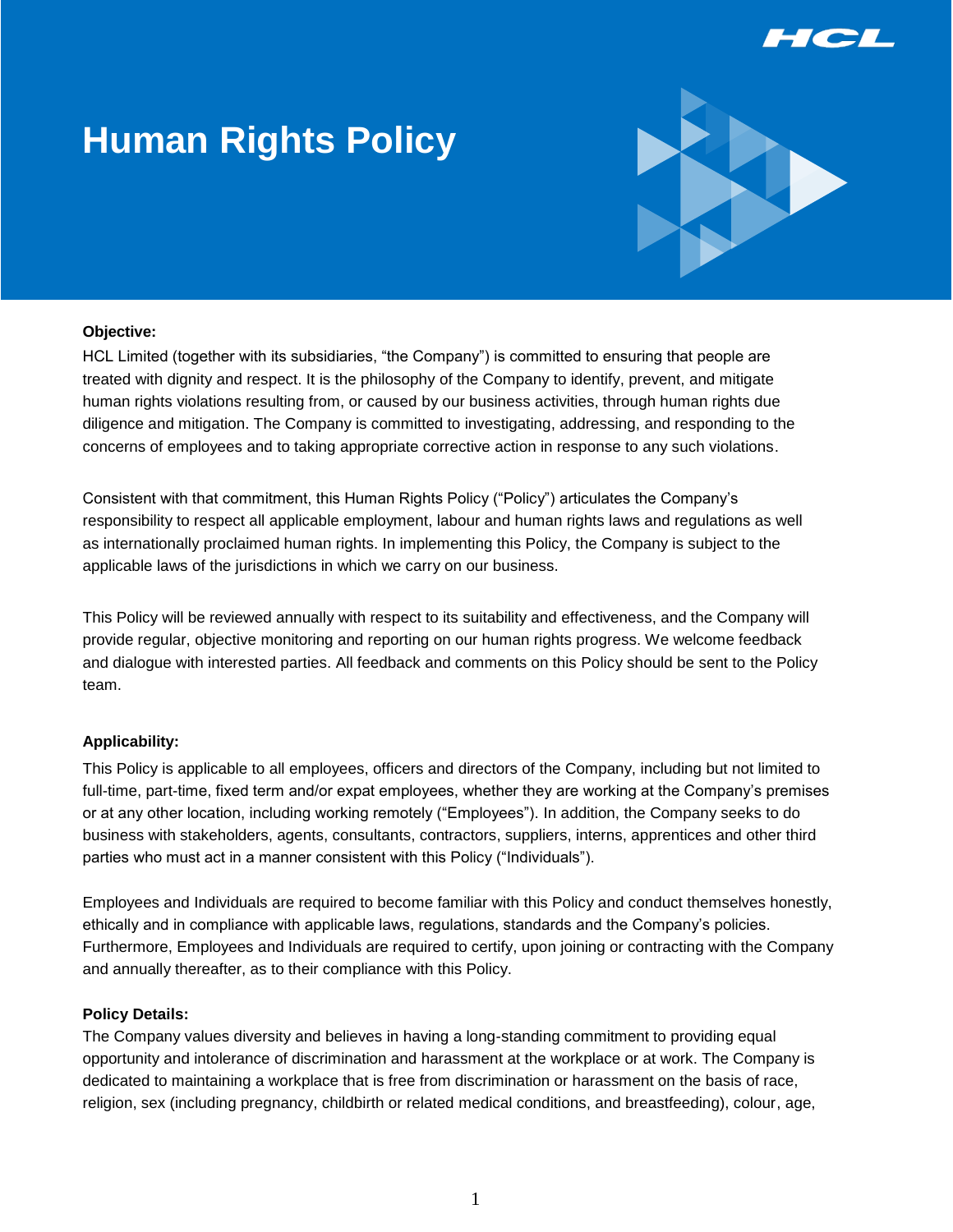# Human Rights Policy

**Objective:**

HCL Limited (together with its subsidiaries, "the Company") is committed to ensuring that people are treated with dignity and respect. It is the philosophy of the Company to identify, prevent, and mitigate human rights violations resulting from, or caused by our business activities, through human rights due diligence and mitigation. The Company is committed to investigating, addressing, and responding to the concerns of employees and to taking appropriate corrective action in response to any such violations.

Consistent with that commitment, this Human Rights Policy ("Policy") articulates the Company's responsibility to respect all applicable employment, labour and human rights laws and regulations as well as internationally proclaimed human rights. In implementing this Policy, the Company is subject to the applicable laws of the jurisdictions in which we carry on our business.

This Policy will be reviewed annually with respect to its suitability and effectiveness, and the Company will provide regular, objective monitoring and reporting on our human rights progress. We welcome feedback and dialogue with interested parties. All feedback and comments on this Policy should be sent to the Policy team.

**Applicability:**

This Policy is applicable to all employees, officers and directors of the Company, including but not limited to full-time, part-time, fixed term and/or expat employees, whether they are working at the Company's premises or at any other location, including working remotely ("Employees"). In addition, the Company seeks to do business with stakeholders, agents, consultants, contractors, suppliers, interns, apprentices and other third parties who must act in a manner consistent with this Policy ("Individuals").

Employees and Individuals are required to become familiar with this Policy and conduct themselves honestly, ethically and in compliance with applicable laws, regulations, standards and the Company's policies. Furthermore, Employees and Individuals are required to certify, upon joining or contracting with the Company and annually thereafter, as to their compliance with this Policy.

**Policy Details:**

The Company values diversity and believes in having a long-standing commitment to providing equal opportunity and intolerance of discrimination and harassment at the workplace or at work. The Company is dedicated to maintaining a workplace that is free from discrimination or harassment on the basis of race, religion, sex (including pregnancy, childbirth or related medical conditions, and breastfeeding), colour, age,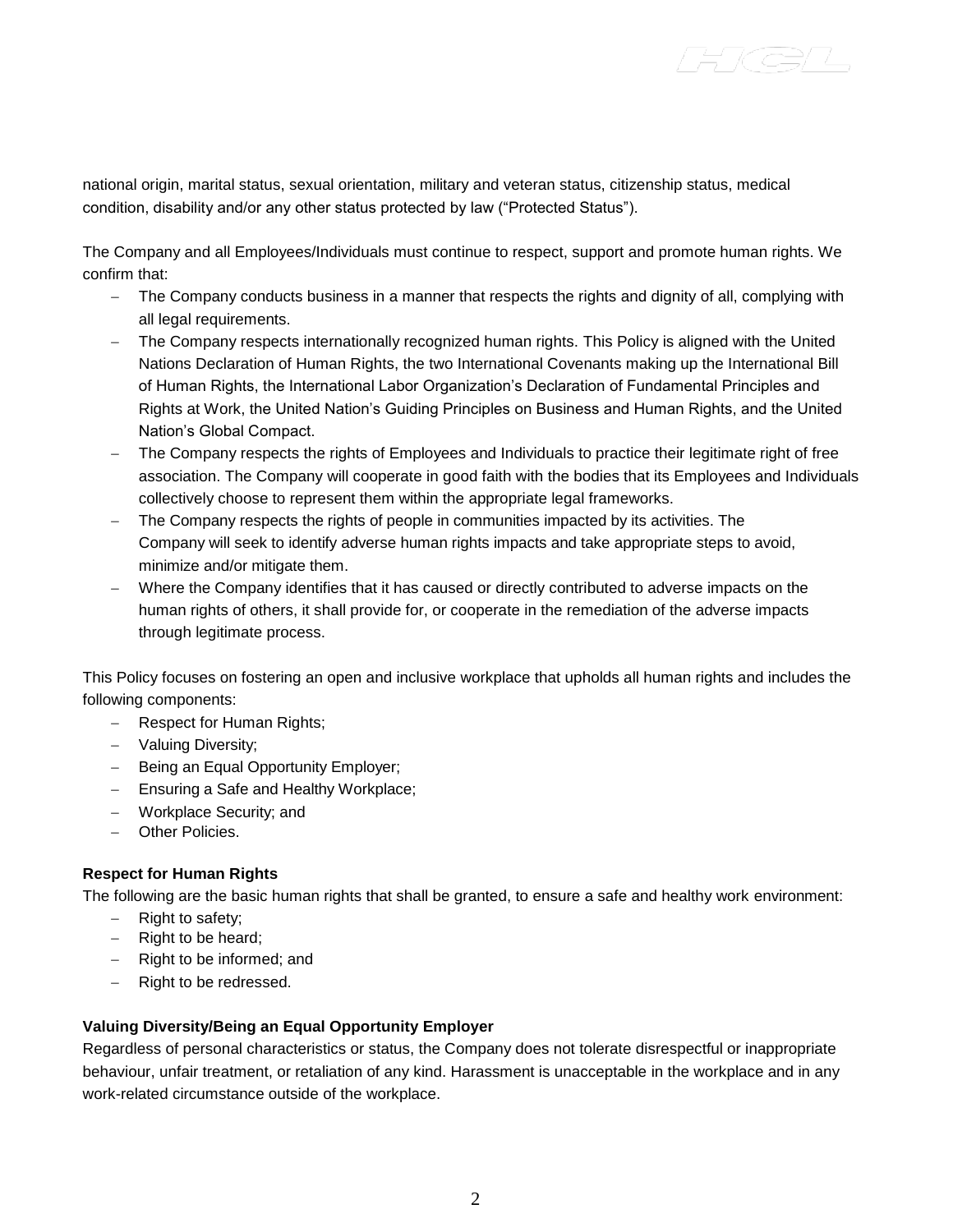national origin, marital status, sexual orientation, military and veteran status, citizenship status, medical condition, disability and/or any other status protected by law ("Protected Status").

The Company and all Employees/Individuals must continue to respect, support and promote human rights. We confirm that:

- The Company conducts business in a manner that respects the rights and dignity of all, complying with all legal requirements.
- The Company respects internationally recognized human rights. This Policy is aligned with the United Nations Declaration of Human Rights, the two International Covenants making up the International Bill of Human Rights, the International Labor Organization's Declaration of Fundamental Principles and Rights at Work, the United Nation's Guiding Principles on Business and Human Rights, and the United Nation's Global Compact.
- The Company respects the rights of Employees and Individuals to practice their legitimate right of free association. The Company will cooperate in good faith with the bodies that its Employees and Individuals collectively choose to represent them within the appropriate legal frameworks.
- The Company respects the rights of people in communities impacted by its activities. The Company will seek to identify adverse human rights impacts and take appropriate steps to avoid, minimize and/or mitigate them.
- Where the Company identifies that it has caused or directly contributed to adverse impacts on the human rights of others, it shall provide for, or cooperate in the remediation of the adverse impacts through legitimate process.

This Policy focuses on fostering an open and inclusive workplace that upholds all human rights and includes the following components:

- Respect for Human Rights;
- Valuing Diversity;
- Being an Equal Opportunity Employer;
- Ensuring a Safe and Healthy Workplace;
- Workplace Security; and
- Other Policies.

**Respect for Human Rights**

The following are the basic human rights that shall be granted, to ensure a safe and healthy work environment:

- Right to safety;
- Right to be heard;
- Right to be informed; and
- Right to be redressed.

**Valuing Diversity/Being an Equal Opportunity Employer**

Regardless of personal characteristics or status, the Company does not tolerate disrespectful or inappropriate behaviour, unfair treatment, or retaliation of any kind. Harassment is unacceptable in the workplace and in any work-related circumstance outside of the workplace.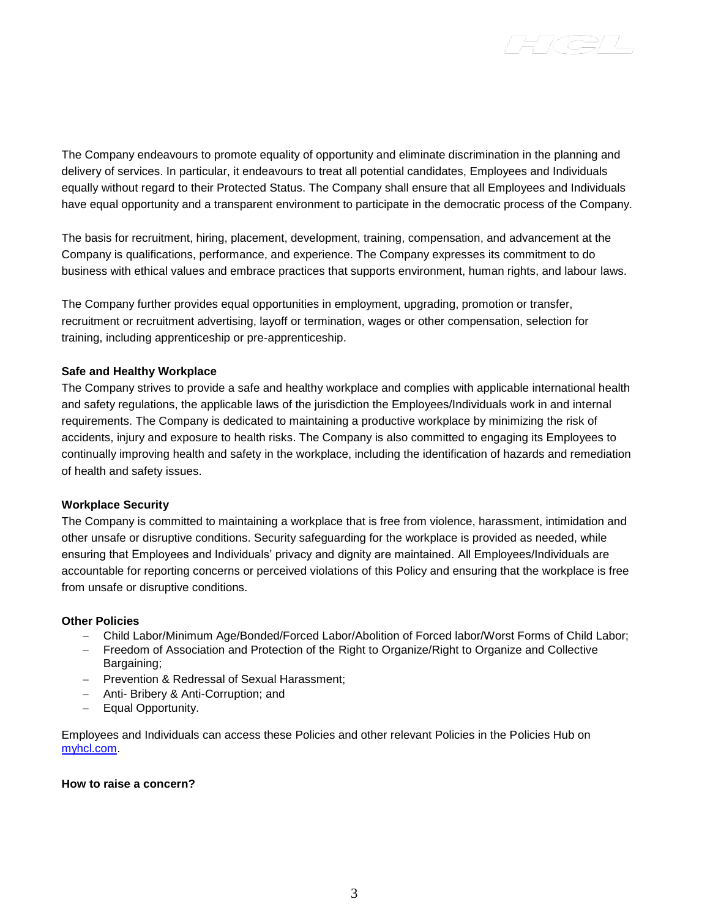The Company endeavours to promote equality of opportunity and eliminate discrimination in the planning and delivery of services. In particular, it endeavours to treat all potential candidates, Employees and Individuals equally without regard to their Protected Status. The Company shall ensure that all Employees and Individuals have equal opportunity and a transparent environment to participate in the democratic process of the Company.

The basis for recruitment, hiring, placement, development, training, compensation, and advancement at the Company is qualifications, performance, and experience. The Company expresses its commitment to do business with ethical values and embrace practices that supports environment, human rights, and labour laws.

The Company further provides equal opportunities in employment, upgrading, promotion or transfer, recruitment or recruitment advertising, layoff or termination, wages or other compensation, selection for training, including apprenticeship or pre-apprenticeship.

**Safe and Healthy Workplace**

The Company strives to provide a safe and healthy workplace and complies with applicable international health and safety regulations, the applicable laws of the jurisdiction the Employees/Individuals work in and internal requirements. The Company is dedicated to maintaining a productive workplace by minimizing the risk of accidents, injury and exposure to health risks. The Company is also committed to engaging its Employees to continually improving health and safety in the workplace, including the identification of hazards and remediation of health and safety issues.

**Workplace Security**

The Company is committed to maintaining a workplace that is free from violence, harassment, intimidation and other unsafe or disruptive conditions. Security safeguarding for the workplace is provided as needed, while ensuring that Employees and Individuals' privacy and dignity are maintained. All Employees/Individuals are accountable for reporting concerns or perceived violations of this Policy and ensuring that the workplace is free from unsafe or disruptive conditions.

**Other Policies**

- Child Labor/Minimum Age/Bonded/Forced Labor/Abolition of Forced labor/Worst Forms of Child Labor;
- Freedom of Association and Protection of the Right to Organize/Right to Organize and Collective Bargaining;
- Prevention & Redressal of Sexual Harassment;
- Anti- Bribery & Anti-Corruption; and
- Equal Opportunity.

Employees and Individuals can access these Policies and other relevant Policies in the Policies Hub on myhcl.com.

**How to raise a concern?**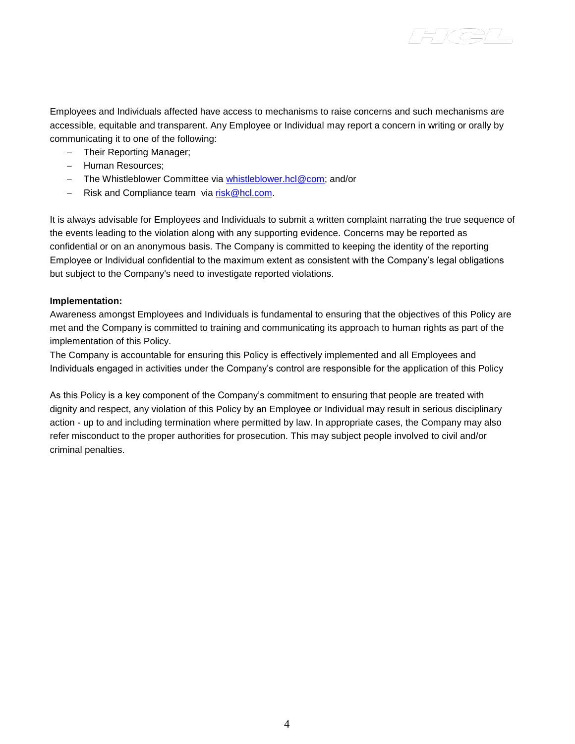Employees and Individuals affected have access to mechanisms to raise concerns and such mechanisms are accessible, equitable and transparent. Any Employee or Individual may report a concern in writing or orally by communicating it to one of the following:

- Their Reporting Manager;
- Human Resources;
- The Whistleblower Committee via whistleblower.hcl@com; and/or
- Risk and Compliance team via risk@hcl.com.

It is always advisable for Employees and Individuals to submit a written complaint narrating the true sequence of the events leading to the violation along with any supporting evidence. Concerns may be reported as confidential or on an anonymous basis. The Company is committed to keeping the identity of the reporting Employee or Individual confidential to the maximum extent as consistent with the Company's legal obligations but subject to the Company's need to investigate reported violations.

**Implementation:**

Awareness amongst Employees and Individuals is fundamental to ensuring that the objectives of this Policy are met and the Company is committed to training and communicating its approach to human rights as part of the implementation of this Policy.

The Company is accountable for ensuring this Policy is effectively implemented and all Employees and Individuals engaged in activities under the Company's control are responsible for the application of this Policy

As this Policy is a key component of the Company's commitment to ensuring that people are treated with dignity and respect, any violation of this Policy by an Employee or Individual may result in serious disciplinary action - up to and including termination where permitted by law. In appropriate cases, the Company may also refer misconduct to the proper authorities for prosecution. This may subject people involved to civil and/or criminal penalties.